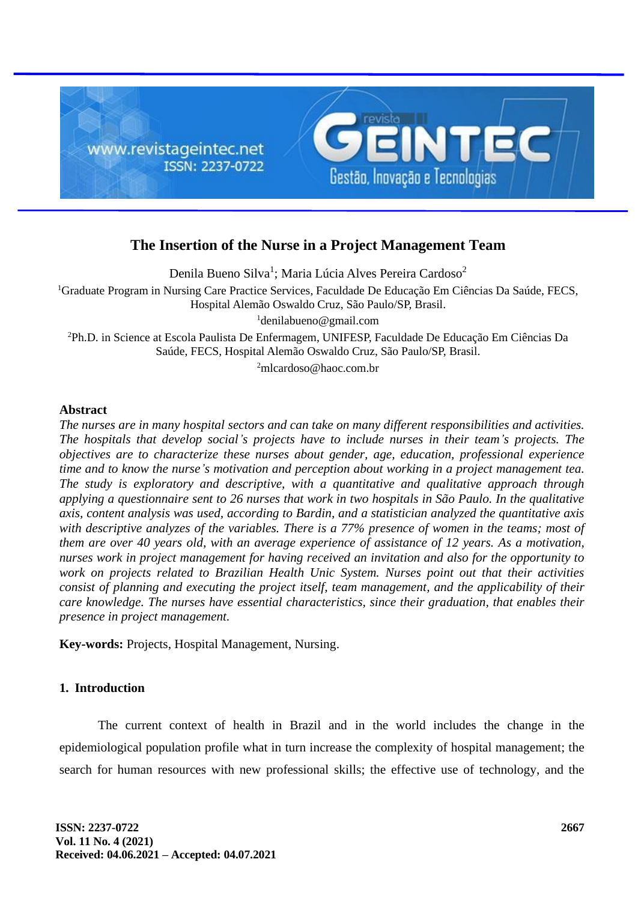# The Insertion of the Nurse in a Project Management Team

Denila Bueno Silva[1]; Maria Lúcia Alves Pereira Cardoso[2]

[1]Graduate Program in Nursing Care Practice Services, Faculdade De Educação Em Ciências Da Saúde, FECS, Hospital Alemão Oswaldo Cruz, São Paulo/SP, Brasil.

[1]denilabueno@gmail.com

[2]Ph.D. in Science at Escola Paulista De Enfermagem, UNIFESP, Faculdade De Educação Em Ciências Da Saúde, FECS, Hospital Alemão Oswaldo Cruz, São Paulo/SP, Brasil.

[2]mlcardoso@haoc.com.br

## Abstract

*The nurses are in many hospital sectors and can take on many different responsibilities and activities. The hospitals that develop social's projects have to include nurses in their team's projects. The objectives are to characterize these nurses about gender, age, education, professional experience time and to know the nurse's motivation and perception about working in a project management tea. The study is exploratory and descriptive, with a quantitative and qualitative approach through applying a questionnaire sent to 26 nurses that work in two hospitals in São Paulo. In the qualitative axis, content analysis was used, according to Bardin, and a statistician analyzed the quantitative axis with descriptive analyzes of the variables. There is a 77% presence of women in the teams; most of them are over 40 years old, with an average experience of assistance of 12 years. As a motivation, nurses work in project management for having received an invitation and also for the opportunity to work on projects related to Brazilian Health Unic System. Nurses point out that their activities consist of planning and executing the project itself, team management, and the applicability of their care knowledge. The nurses have essential characteristics, since their graduation, that enables their presence in project management.*

**Key-words:** Projects, Hospital Management, Nursing.

## 1. Introduction

The current context of health in Brazil and in the world includes the change in the epidemiological population profile what in turn increase the complexity of hospital management; the search for human resources with new professional skills; the effective use of technology, and the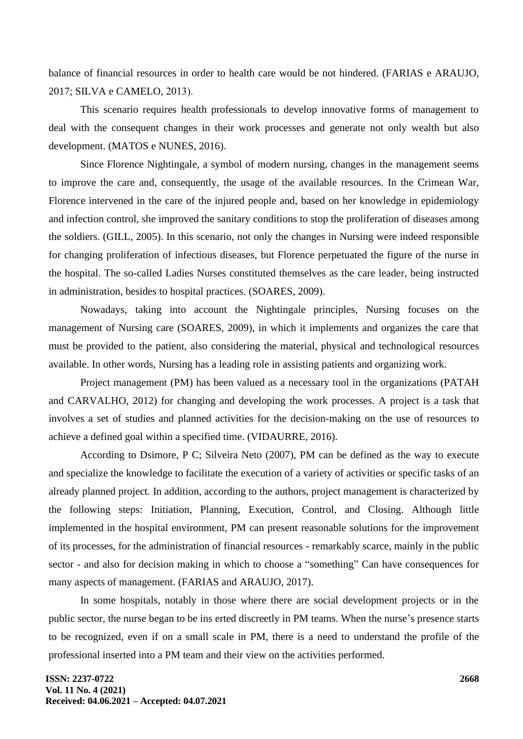balance of financial resources in order to health care would be not hindered. (FARIAS e ARAUJO, 2017; SILVA e CAMELO, 2013).

This scenario requires health professionals to develop innovative forms of management to deal with the consequent changes in their work processes and generate not only wealth but also development. (MATOS e NUNES, 2016).

Since Florence Nightingale, a symbol of modern nursing, changes in the management seems to improve the care and, consequently, the usage of the available resources. In the Crimean War, Florence intervened in the care of the injured people and, based on her knowledge in epidemiology and infection control, she improved the sanitary conditions to stop the proliferation of diseases among the soldiers. (GILL, 2005). In this scenario, not only the changes in Nursing were indeed responsible for changing proliferation of infectious diseases, but Florence perpetuated the figure of the nurse in the hospital. The so-called Ladies Nurses constituted themselves as the care leader, being instructed in administration, besides to hospital practices. (SOARES, 2009).

Nowadays, taking into account the Nightingale principles, Nursing focuses on the management of Nursing care (SOARES, 2009), in which it implements and organizes the care that must be provided to the patient, also considering the material, physical and technological resources available. In other words, Nursing has a leading role in assisting patients and organizing work.

Project management (PM) has been valued as a necessary tool in the organizations (PATAH and CARVALHO, 2012) for changing and developing the work processes. A project is a task that involves a set of studies and planned activities for the decision-making on the use of resources to achieve a defined goal within a specified time. (VIDAURRE, 2016).

According to Dsimore, P C; Silveira Neto (2007), PM can be defined as the way to execute and specialize the knowledge to facilitate the execution of a variety of activities or specific tasks of an already planned project. In addition, according to the authors, project management is characterized by the following steps: Initiation, Planning, Execution, Control, and Closing. Although little implemented in the hospital environment, PM can present reasonable solutions for the improvement of its processes, for the administration of financial resources - remarkably scarce, mainly in the public sector - and also for decision making in which to choose a "something" Can have consequences for many aspects of management. (FARIAS and ARAUJO, 2017).

In some hospitals, notably in those where there are social development projects or in the public sector, the nurse began to be ins erted discreetly in PM teams. When the nurse's presence starts to be recognized, even if on a small scale in PM, there is a need to understand the profile of the professional inserted into a PM team and their view on the activities performed.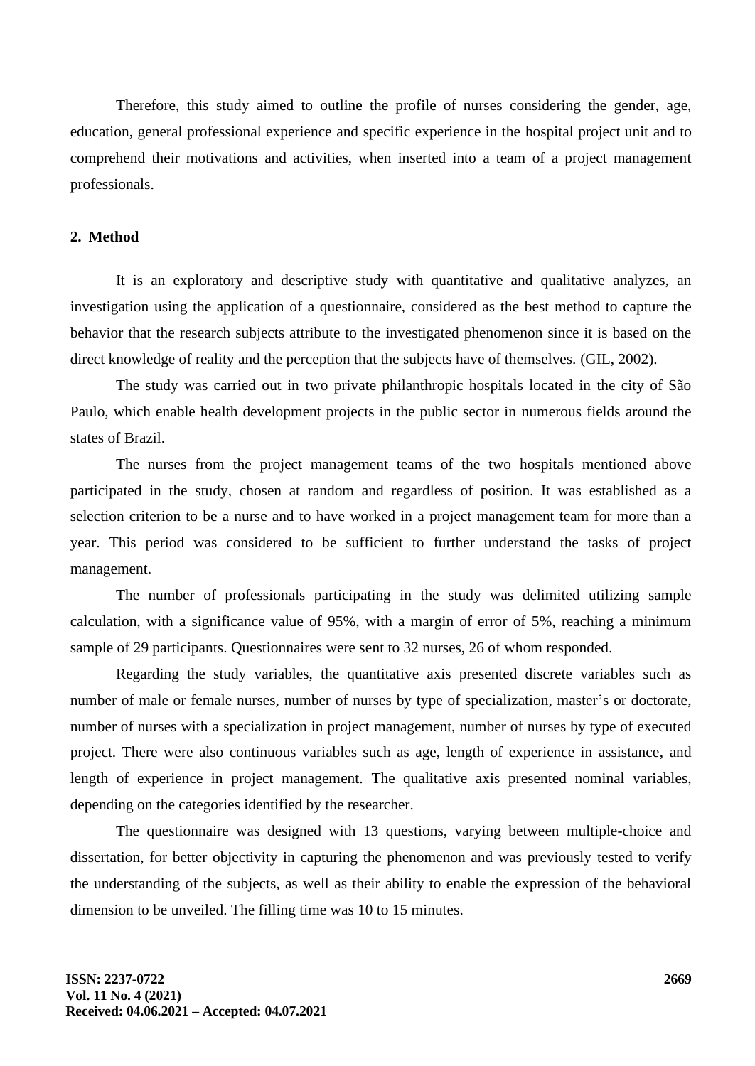Therefore, this study aimed to outline the profile of nurses considering the gender, age, education, general professional experience and specific experience in the hospital project unit and to comprehend their motivations and activities, when inserted into a team of a project management professionals.

## 2. Method

It is an exploratory and descriptive study with quantitative and qualitative analyzes, an investigation using the application of a questionnaire, considered as the best method to capture the behavior that the research subjects attribute to the investigated phenomenon since it is based on the direct knowledge of reality and the perception that the subjects have of themselves. (GIL, 2002).

The study was carried out in two private philanthropic hospitals located in the city of São Paulo, which enable health development projects in the public sector in numerous fields around the states of Brazil.

The nurses from the project management teams of the two hospitals mentioned above participated in the study, chosen at random and regardless of position. It was established as a selection criterion to be a nurse and to have worked in a project management team for more than a year. This period was considered to be sufficient to further understand the tasks of project management.

The number of professionals participating in the study was delimited utilizing sample calculation, with a significance value of 95%, with a margin of error of 5%, reaching a minimum sample of 29 participants. Questionnaires were sent to 32 nurses, 26 of whom responded.

Regarding the study variables, the quantitative axis presented discrete variables such as number of male or female nurses, number of nurses by type of specialization, master's or doctorate, number of nurses with a specialization in project management, number of nurses by type of executed project. There were also continuous variables such as age, length of experience in assistance, and length of experience in project management. The qualitative axis presented nominal variables, depending on the categories identified by the researcher.

The questionnaire was designed with 13 questions, varying between multiple-choice and dissertation, for better objectivity in capturing the phenomenon and was previously tested to verify the understanding of the subjects, as well as their ability to enable the expression of the behavioral dimension to be unveiled. The filling time was 10 to 15 minutes.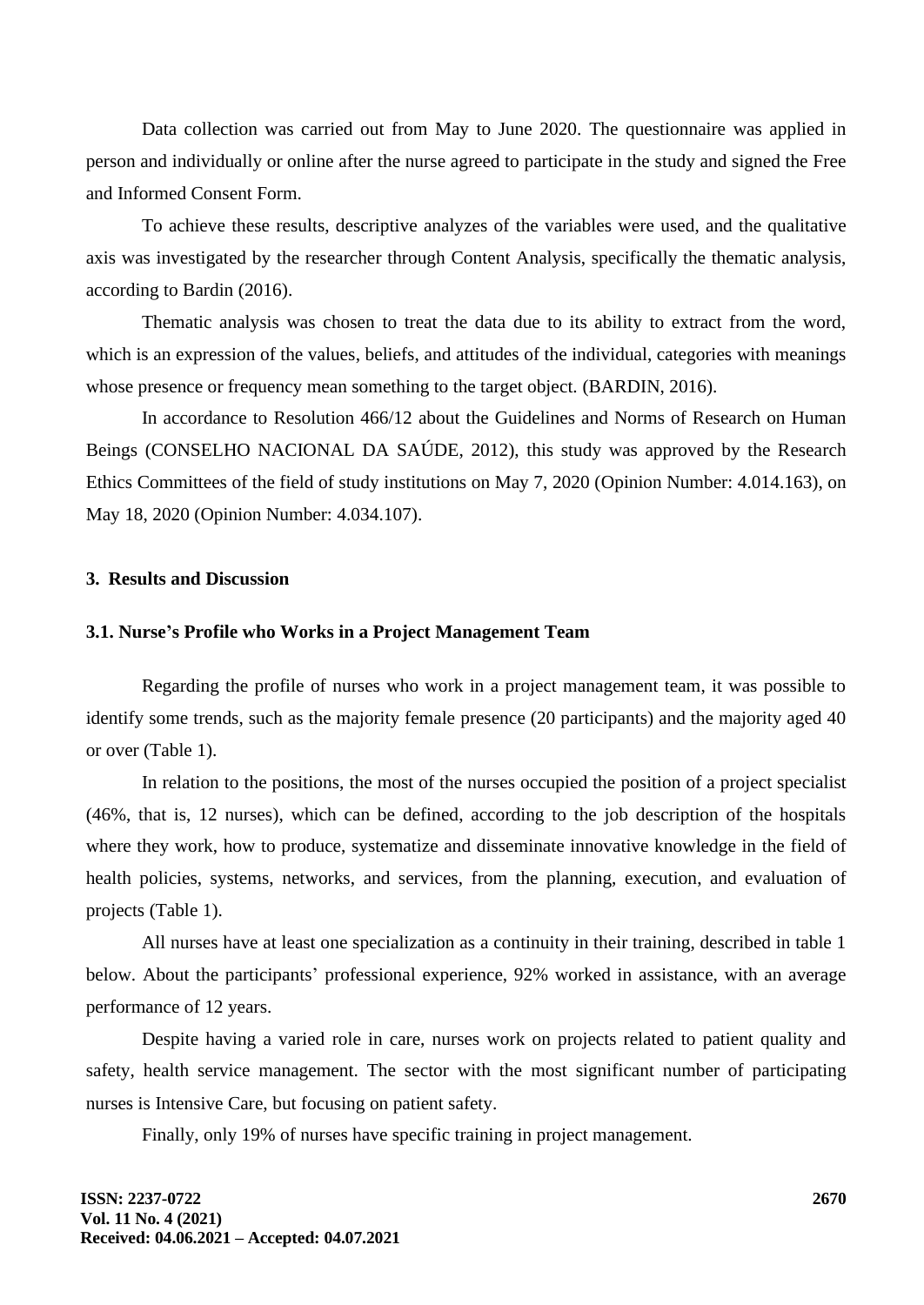Data collection was carried out from May to June 2020. The questionnaire was applied in person and individually or online after the nurse agreed to participate in the study and signed the Free and Informed Consent Form.

To achieve these results, descriptive analyzes of the variables were used, and the qualitative axis was investigated by the researcher through Content Analysis, specifically the thematic analysis, according to Bardin (2016).

Thematic analysis was chosen to treat the data due to its ability to extract from the word, which is an expression of the values, beliefs, and attitudes of the individual, categories with meanings whose presence or frequency mean something to the target object. (BARDIN, 2016).

In accordance to Resolution 466/12 about the Guidelines and Norms of Research on Human Beings (CONSELHO NACIONAL DA SAÚDE, 2012), this study was approved by the Research Ethics Committees of the field of study institutions on May 7, 2020 (Opinion Number: 4.014.163), on May 18, 2020 (Opinion Number: 4.034.107).

## 3. Results and Discussion

### 3.1. Nurse's Profile who Works in a Project Management Team

Regarding the profile of nurses who work in a project management team, it was possible to identify some trends, such as the majority female presence (20 participants) and the majority aged 40 or over (Table 1).

In relation to the positions, the most of the nurses occupied the position of a project specialist (46%, that is, 12 nurses), which can be defined, according to the job description of the hospitals where they work, how to produce, systematize and disseminate innovative knowledge in the field of health policies, systems, networks, and services, from the planning, execution, and evaluation of projects (Table 1).

All nurses have at least one specialization as a continuity in their training, described in table 1 below. About the participants' professional experience, 92% worked in assistance, with an average performance of 12 years.

Despite having a varied role in care, nurses work on projects related to patient quality and safety, health service management. The sector with the most significant number of participating nurses is Intensive Care, but focusing on patient safety.

Finally, only 19% of nurses have specific training in project management.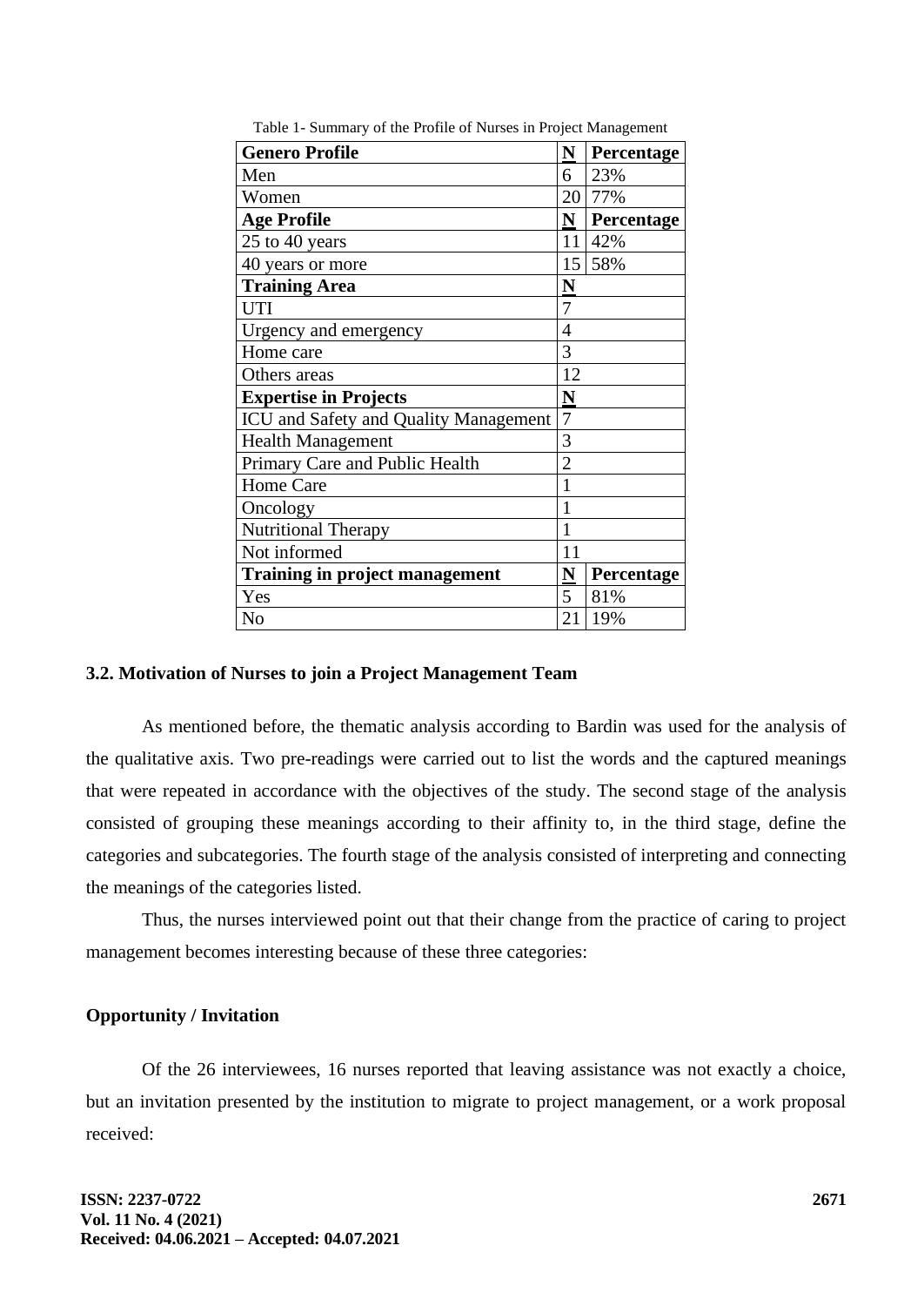Table 1- Summary of the Profile of Nurses in Project Management

| Genero Profile | N | Percentage |
|---|---|---|
| Men | 6 | 23% |
| Women | 20 | 77% |
| **Age Profile** | **N** | **Percentage** |
| 25 to 40 years | 11 | 42% |
| 40 years or more | 15 | 58% |
| **Training Area** | **N** | |
| UTI | 7 | |
| Urgency and emergency | 4 | |
| Home care | 3 | |
| Others areas | 12 | |
| **Expertise in Projects** | **N** | |
| ICU and Safety and Quality Management | 7 | |
| Health Management | 3 | |
| Primary Care and Public Health | 2 | |
| Home Care | 1 | |
| Oncology | 1 | |
| Nutritional Therapy | 1 | |
| Not informed | 11 | |
| **Training in project management** | **N** | **Percentage** |
| Yes | 5 | 81% |
| No | 21 | 19% |

### 3.2. Motivation of Nurses to join a Project Management Team

As mentioned before, the thematic analysis according to Bardin was used for the analysis of the qualitative axis. Two pre-readings were carried out to list the words and the captured meanings that were repeated in accordance with the objectives of the study. The second stage of the analysis consisted of grouping these meanings according to their affinity to, in the third stage, define the categories and subcategories. The fourth stage of the analysis consisted of interpreting and connecting the meanings of the categories listed.

Thus, the nurses interviewed point out that their change from the practice of caring to project management becomes interesting because of these three categories:

**Opportunity / Invitation**

Of the 26 interviewees, 16 nurses reported that leaving assistance was not exactly a choice, but an invitation presented by the institution to migrate to project management, or a work proposal received: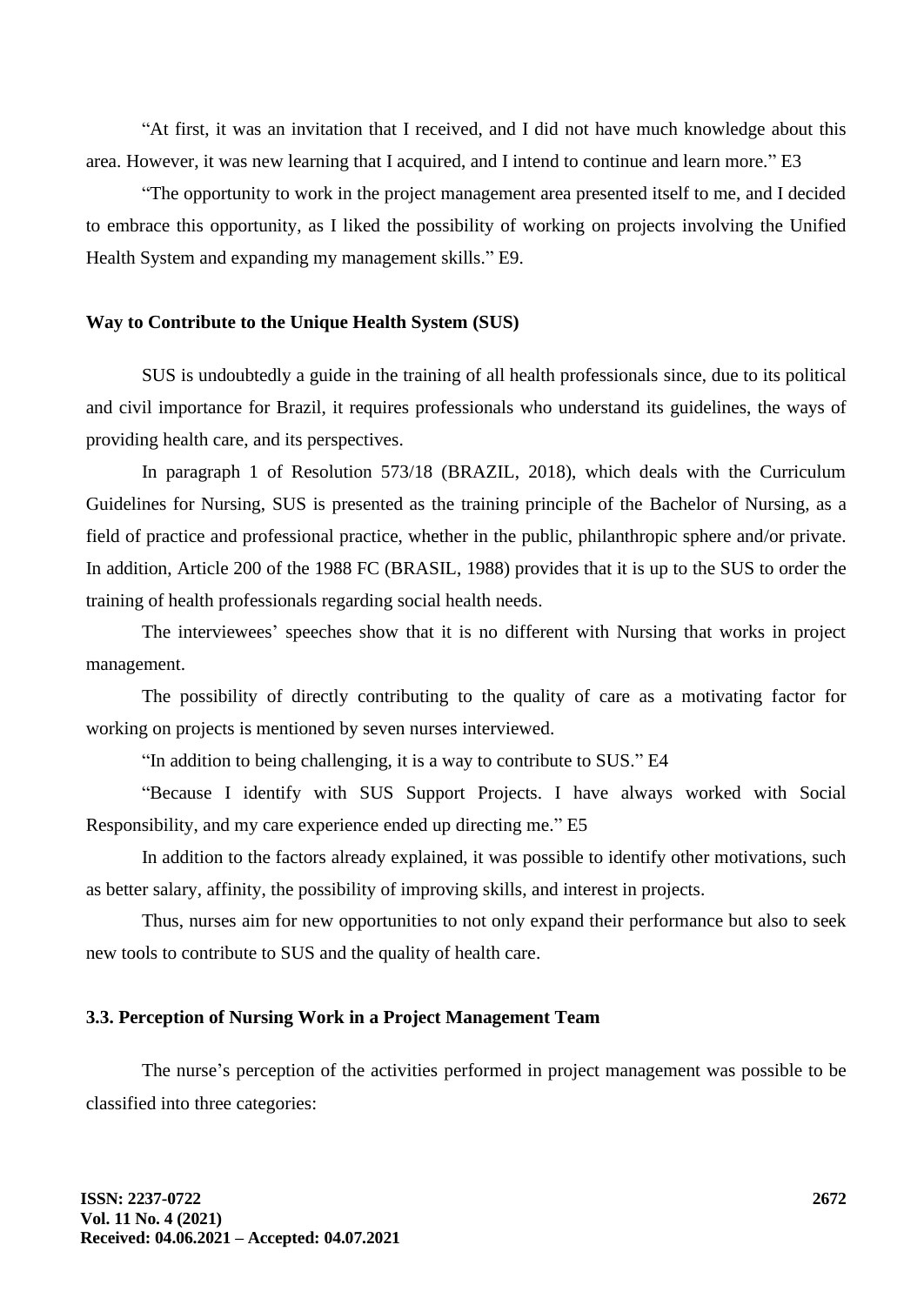“At first, it was an invitation that I received, and I did not have much knowledge about this area. However, it was new learning that I acquired, and I intend to continue and learn more.” E3

“The opportunity to work in the project management area presented itself to me, and I decided to embrace this opportunity, as I liked the possibility of working on projects involving the Unified Health System and expanding my management skills.” E9.

**Way to Contribute to the Unique Health System (SUS)**

SUS is undoubtedly a guide in the training of all health professionals since, due to its political and civil importance for Brazil, it requires professionals who understand its guidelines, the ways of providing health care, and its perspectives.

In paragraph 1 of Resolution 573/18 (BRAZIL, 2018), which deals with the Curriculum Guidelines for Nursing, SUS is presented as the training principle of the Bachelor of Nursing, as a field of practice and professional practice, whether in the public, philanthropic sphere and/or private. In addition, Article 200 of the 1988 FC (BRASIL, 1988) provides that it is up to the SUS to order the training of health professionals regarding social health needs.

The interviewees' speeches show that it is no different with Nursing that works in project management.

The possibility of directly contributing to the quality of care as a motivating factor for working on projects is mentioned by seven nurses interviewed.

“In addition to being challenging, it is a way to contribute to SUS.” E4

“Because I identify with SUS Support Projects. I have always worked with Social Responsibility, and my care experience ended up directing me.” E5

In addition to the factors already explained, it was possible to identify other motivations, such as better salary, affinity, the possibility of improving skills, and interest in projects.

Thus, nurses aim for new opportunities to not only expand their performance but also to seek new tools to contribute to SUS and the quality of health care.

### 3.3. Perception of Nursing Work in a Project Management Team

The nurse's perception of the activities performed in project management was possible to be classified into three categories: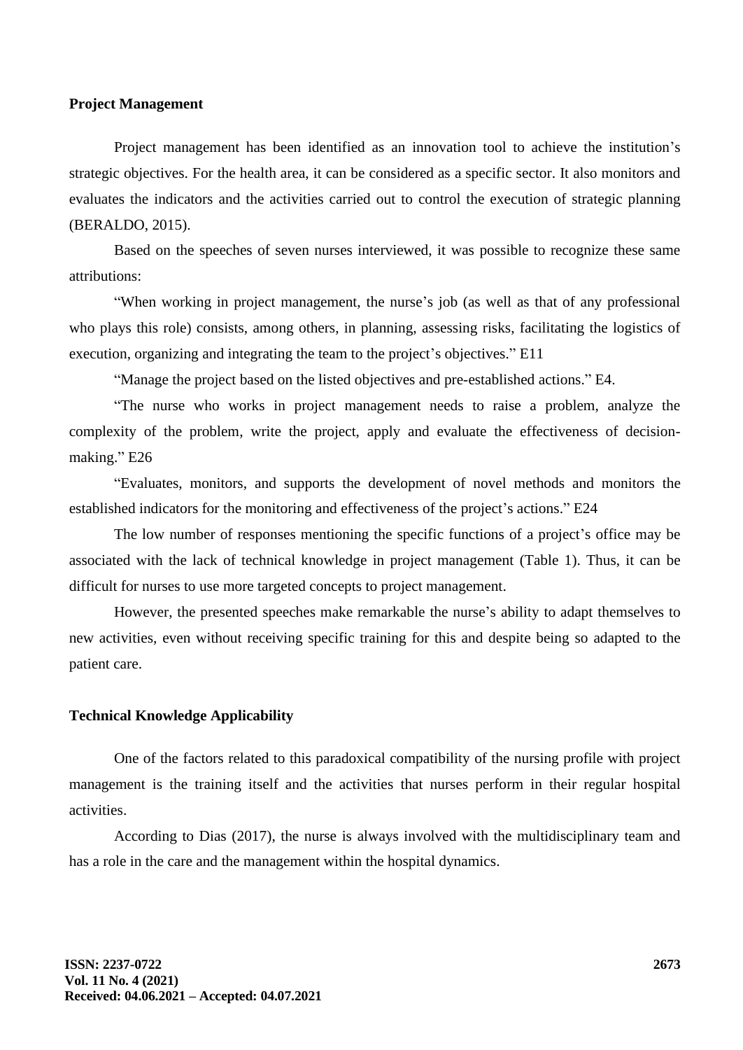## Project Management

Project management has been identified as an innovation tool to achieve the institution's strategic objectives. For the health area, it can be considered as a specific sector. It also monitors and evaluates the indicators and the activities carried out to control the execution of strategic planning (BERALDO, 2015).

Based on the speeches of seven nurses interviewed, it was possible to recognize these same attributions:

"When working in project management, the nurse's job (as well as that of any professional who plays this role) consists, among others, in planning, assessing risks, facilitating the logistics of execution, organizing and integrating the team to the project's objectives." E11

"Manage the project based on the listed objectives and pre-established actions." E4.

"The nurse who works in project management needs to raise a problem, analyze the complexity of the problem, write the project, apply and evaluate the effectiveness of decision-making." E26

"Evaluates, monitors, and supports the development of novel methods and monitors the established indicators for the monitoring and effectiveness of the project's actions." E24

The low number of responses mentioning the specific functions of a project's office may be associated with the lack of technical knowledge in project management (Table 1). Thus, it can be difficult for nurses to use more targeted concepts to project management.

However, the presented speeches make remarkable the nurse's ability to adapt themselves to new activities, even without receiving specific training for this and despite being so adapted to the patient care.

## Technical Knowledge Applicability

One of the factors related to this paradoxical compatibility of the nursing profile with project management is the training itself and the activities that nurses perform in their regular hospital activities.

According to Dias (2017), the nurse is always involved with the multidisciplinary team and has a role in the care and the management within the hospital dynamics.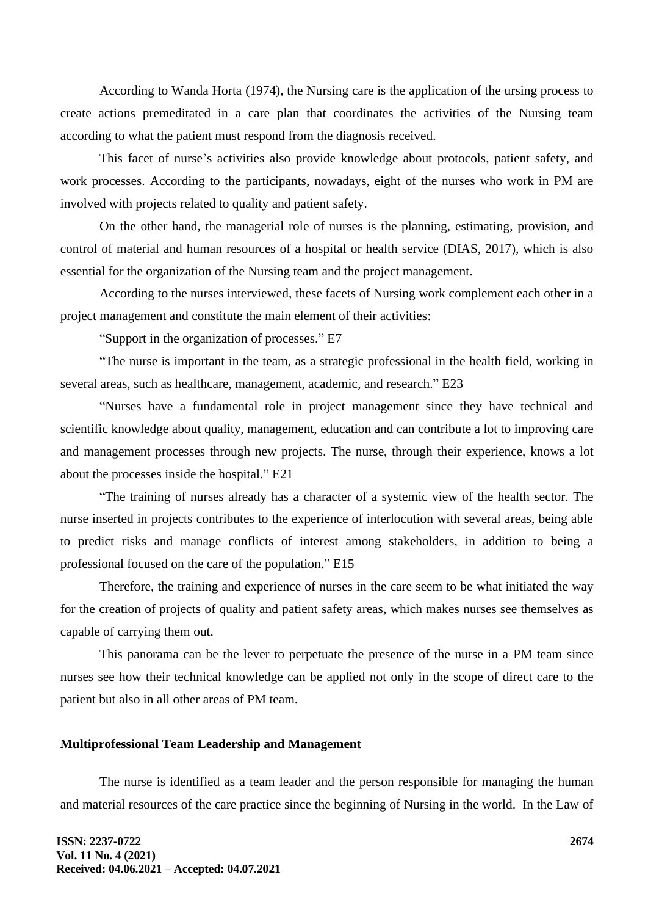According to Wanda Horta (1974), the Nursing care is the application of the ursing process to create actions premeditated in a care plan that coordinates the activities of the Nursing team according to what the patient must respond from the diagnosis received.

This facet of nurse's activities also provide knowledge about protocols, patient safety, and work processes. According to the participants, nowadays, eight of the nurses who work in PM are involved with projects related to quality and patient safety.

On the other hand, the managerial role of nurses is the planning, estimating, provision, and control of material and human resources of a hospital or health service (DIAS, 2017), which is also essential for the organization of the Nursing team and the project management.

According to the nurses interviewed, these facets of Nursing work complement each other in a project management and constitute the main element of their activities:

"Support in the organization of processes." E7

"The nurse is important in the team, as a strategic professional in the health field, working in several areas, such as healthcare, management, academic, and research." E23

"Nurses have a fundamental role in project management since they have technical and scientific knowledge about quality, management, education and can contribute a lot to improving care and management processes through new projects. The nurse, through their experience, knows a lot about the processes inside the hospital." E21

"The training of nurses already has a character of a systemic view of the health sector. The nurse inserted in projects contributes to the experience of interlocution with several areas, being able to predict risks and manage conflicts of interest among stakeholders, in addition to being a professional focused on the care of the population." E15

Therefore, the training and experience of nurses in the care seem to be what initiated the way for the creation of projects of quality and patient safety areas, which makes nurses see themselves as capable of carrying them out.

This panorama can be the lever to perpetuate the presence of the nurse in a PM team since nurses see how their technical knowledge can be applied not only in the scope of direct care to the patient but also in all other areas of PM team.

## Multiprofessional Team Leadership and Management

The nurse is identified as a team leader and the person responsible for managing the human and material resources of the care practice since the beginning of Nursing in the world. In the Law of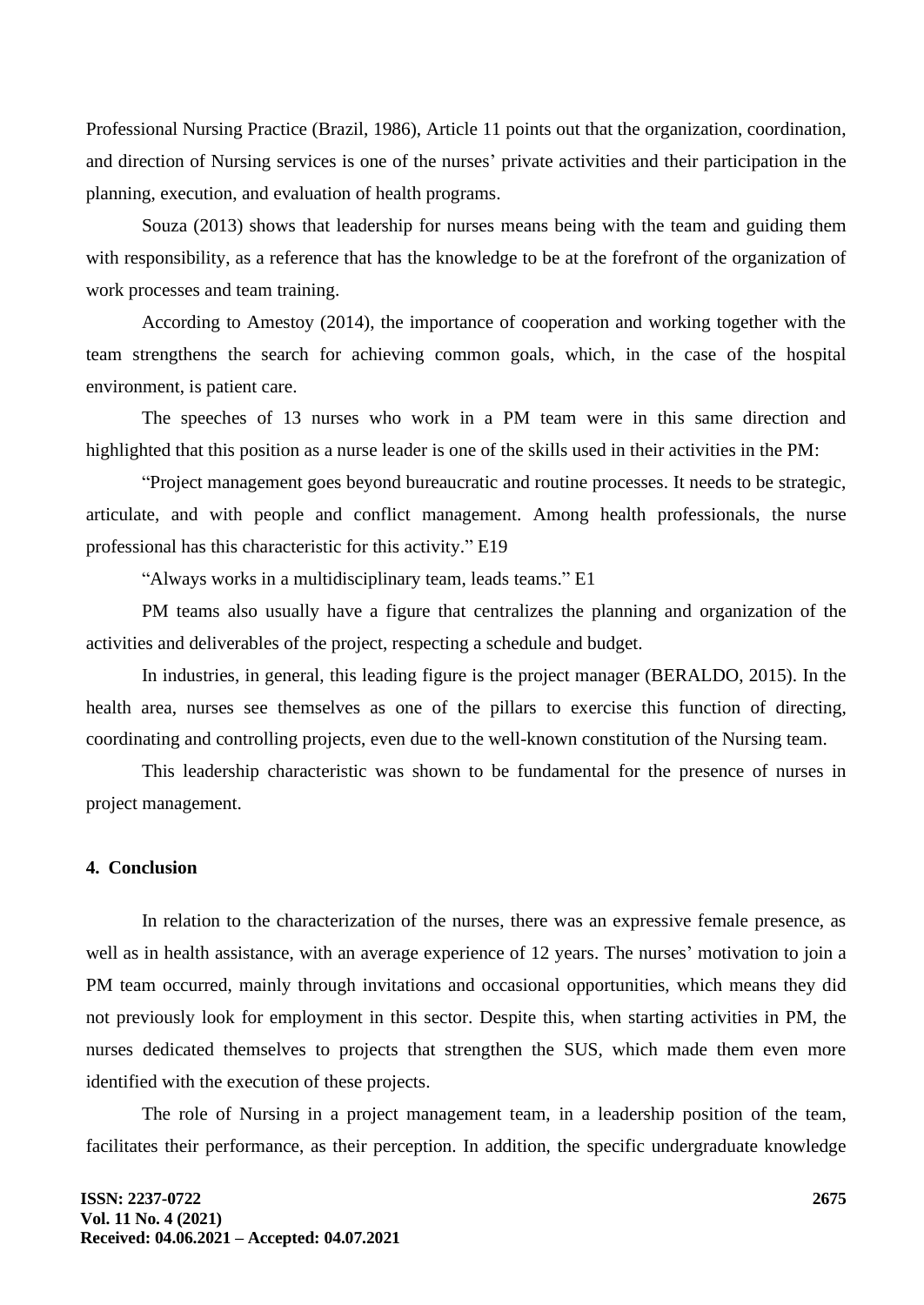Professional Nursing Practice (Brazil, 1986), Article 11 points out that the organization, coordination, and direction of Nursing services is one of the nurses' private activities and their participation in the planning, execution, and evaluation of health programs.

Souza (2013) shows that leadership for nurses means being with the team and guiding them with responsibility, as a reference that has the knowledge to be at the forefront of the organization of work processes and team training.

According to Amestoy (2014), the importance of cooperation and working together with the team strengthens the search for achieving common goals, which, in the case of the hospital environment, is patient care.

The speeches of 13 nurses who work in a PM team were in this same direction and highlighted that this position as a nurse leader is one of the skills used in their activities in the PM:

"Project management goes beyond bureaucratic and routine processes. It needs to be strategic, articulate, and with people and conflict management. Among health professionals, the nurse professional has this characteristic for this activity." E19

"Always works in a multidisciplinary team, leads teams." E1

PM teams also usually have a figure that centralizes the planning and organization of the activities and deliverables of the project, respecting a schedule and budget.

In industries, in general, this leading figure is the project manager (BERALDO, 2015). In the health area, nurses see themselves as one of the pillars to exercise this function of directing, coordinating and controlling projects, even due to the well-known constitution of the Nursing team.

This leadership characteristic was shown to be fundamental for the presence of nurses in project management.

## 4. Conclusion

In relation to the characterization of the nurses, there was an expressive female presence, as well as in health assistance, with an average experience of 12 years. The nurses' motivation to join a PM team occurred, mainly through invitations and occasional opportunities, which means they did not previously look for employment in this sector. Despite this, when starting activities in PM, the nurses dedicated themselves to projects that strengthen the SUS, which made them even more identified with the execution of these projects.

The role of Nursing in a project management team, in a leadership position of the team, facilitates their performance, as their perception. In addition, the specific undergraduate knowledge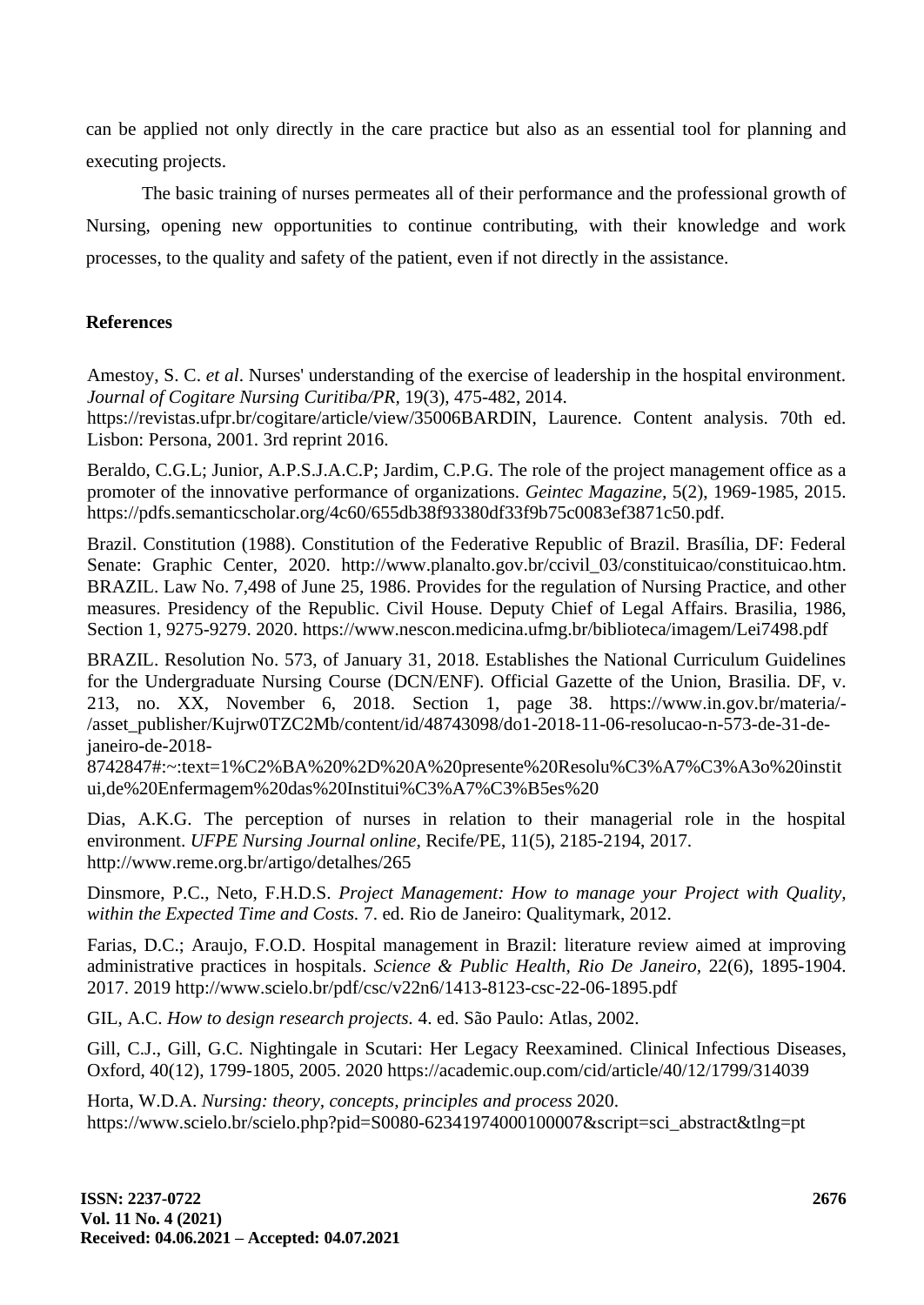can be applied not only directly in the care practice but also as an essential tool for planning and executing projects.

The basic training of nurses permeates all of their performance and the professional growth of Nursing, opening new opportunities to continue contributing, with their knowledge and work processes, to the quality and safety of the patient, even if not directly in the assistance.

## References

Amestoy, S. C. *et al*. Nurses' understanding of the exercise of leadership in the hospital environment. *Journal of Cogitare Nursing Curitiba/PR*, 19(3), 475-482, 2014. https://revistas.ufpr.br/cogitare/article/view/35006BARDIN, Laurence. Content analysis. 70th ed. Lisbon: Persona, 2001. 3rd reprint 2016.

Beraldo, C.G.L; Junior, A.P.S.J.A.C.P; Jardim, C.P.G. The role of the project management office as a promoter of the innovative performance of organizations. *Geintec Magazine*, 5(2), 1969-1985, 2015. https://pdfs.semanticscholar.org/4c60/655db38f93380df33f9b75c0083ef3871c50.pdf.

Brazil. Constitution (1988). Constitution of the Federative Republic of Brazil. Brasília, DF: Federal Senate: Graphic Center, 2020. http://www.planalto.gov.br/ccivil_03/constituicao/constituicao.htm. BRAZIL. Law No. 7,498 of June 25, 1986. Provides for the regulation of Nursing Practice, and other measures. Presidency of the Republic. Civil House. Deputy Chief of Legal Affairs. Brasilia, 1986, Section 1, 9275-9279. 2020. https://www.nescon.medicina.ufmg.br/biblioteca/imagem/Lei7498.pdf

BRAZIL. Resolution No. 573, of January 31, 2018. Establishes the National Curriculum Guidelines for the Undergraduate Nursing Course (DCN/ENF). Official Gazette of the Union, Brasilia. DF, v. 213, no. XX, November 6, 2018. Section 1, page 38. https://www.in.gov.br/materia/-/asset_publisher/Kujrw0TZC2Mb/content/id/48743098/do1-2018-11-06-resolucao-n-573-de-31-de-janeiro-de-2018-8742847#:~:text=1%C2%BA%20%2D%20A%20presente%20Resolu%C3%A7%C3%A3o%20institui,de%20Enfermagem%20das%20Institui%C3%A7%C3%B5es%20

Dias, A.K.G. The perception of nurses in relation to their managerial role in the hospital environment. *UFPE Nursing Journal online*, Recife/PE, 11(5), 2185-2194, 2017. http://www.reme.org.br/artigo/detalhes/265

Dinsmore, P.C., Neto, F.H.D.S. *Project Management: How to manage your Project with Quality, within the Expected Time and Costs.* 7. ed. Rio de Janeiro: Qualitymark, 2012.

Farias, D.C.; Araujo, F.O.D. Hospital management in Brazil: literature review aimed at improving administrative practices in hospitals. *Science & Public Health, Rio De Janeiro*, 22(6), 1895-1904. 2017. 2019 http://www.scielo.br/pdf/csc/v22n6/1413-8123-csc-22-06-1895.pdf

GIL, A.C. *How to design research projects.* 4. ed. São Paulo: Atlas, 2002.

Gill, C.J., Gill, G.C. Nightingale in Scutari: Her Legacy Reexamined. Clinical Infectious Diseases, Oxford, 40(12), 1799-1805, 2005. 2020 https://academic.oup.com/cid/article/40/12/1799/314039

Horta, W.D.A. *Nursing: theory, concepts, principles and process* 2020. https://www.scielo.br/scielo.php?pid=S0080-62341974000100007&script=sci_abstract&tlng=pt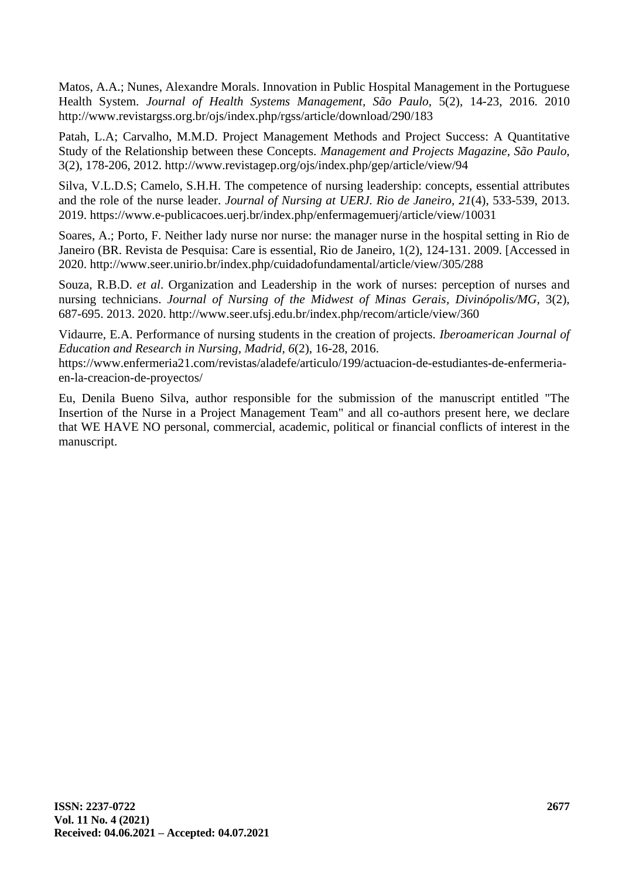Matos, A.A.; Nunes, Alexandre Morals. Innovation in Public Hospital Management in the Portuguese Health System. *Journal of Health Systems Management, São Paulo*, 5(2), 14-23, 2016. 2010 http://www.revistargss.org.br/ojs/index.php/rgss/article/download/290/183

Patah, L.A; Carvalho, M.M.D. Project Management Methods and Project Success: A Quantitative Study of the Relationship between these Concepts. *Management and Projects Magazine, São Paulo*, 3(2), 178-206, 2012. http://www.revistagep.org/ojs/index.php/gep/article/view/94

Silva, V.L.D.S; Camelo, S.H.H. The competence of nursing leadership: concepts, essential attributes and the role of the nurse leader. *Journal of Nursing at UERJ. Rio de Janeiro, 21*(4), 533-539, 2013. 2019. https://www.e-publicacoes.uerj.br/index.php/enfermagemuerj/article/view/10031

Soares, A.; Porto, F. Neither lady nurse nor nurse: the manager nurse in the hospital setting in Rio de Janeiro (BR. Revista de Pesquisa: Care is essential, Rio de Janeiro, 1(2), 124-131. 2009. [Accessed in 2020. http://www.seer.unirio.br/index.php/cuidadofundamental/article/view/305/288

Souza, R.B.D. *et al*. Organization and Leadership in the work of nurses: perception of nurses and nursing technicians. *Journal of Nursing of the Midwest of Minas Gerais, Divinópolis/MG*, 3(2), 687-695. 2013. 2020. http://www.seer.ufsj.edu.br/index.php/recom/article/view/360

Vidaurre, E.A. Performance of nursing students in the creation of projects. *Iberoamerican Journal of Education and Research in Nursing, Madrid, 6*(2), 16-28, 2016. https://www.enfermeria21.com/revistas/aladefe/articulo/199/actuacion-de-estudiantes-de-enfermeria-en-la-creacion-de-proyectos/

Eu, Denila Bueno Silva, author responsible for the submission of the manuscript entitled "The Insertion of the Nurse in a Project Management Team" and all co-authors present here, we declare that WE HAVE NO personal, commercial, academic, political or financial conflicts of interest in the manuscript.